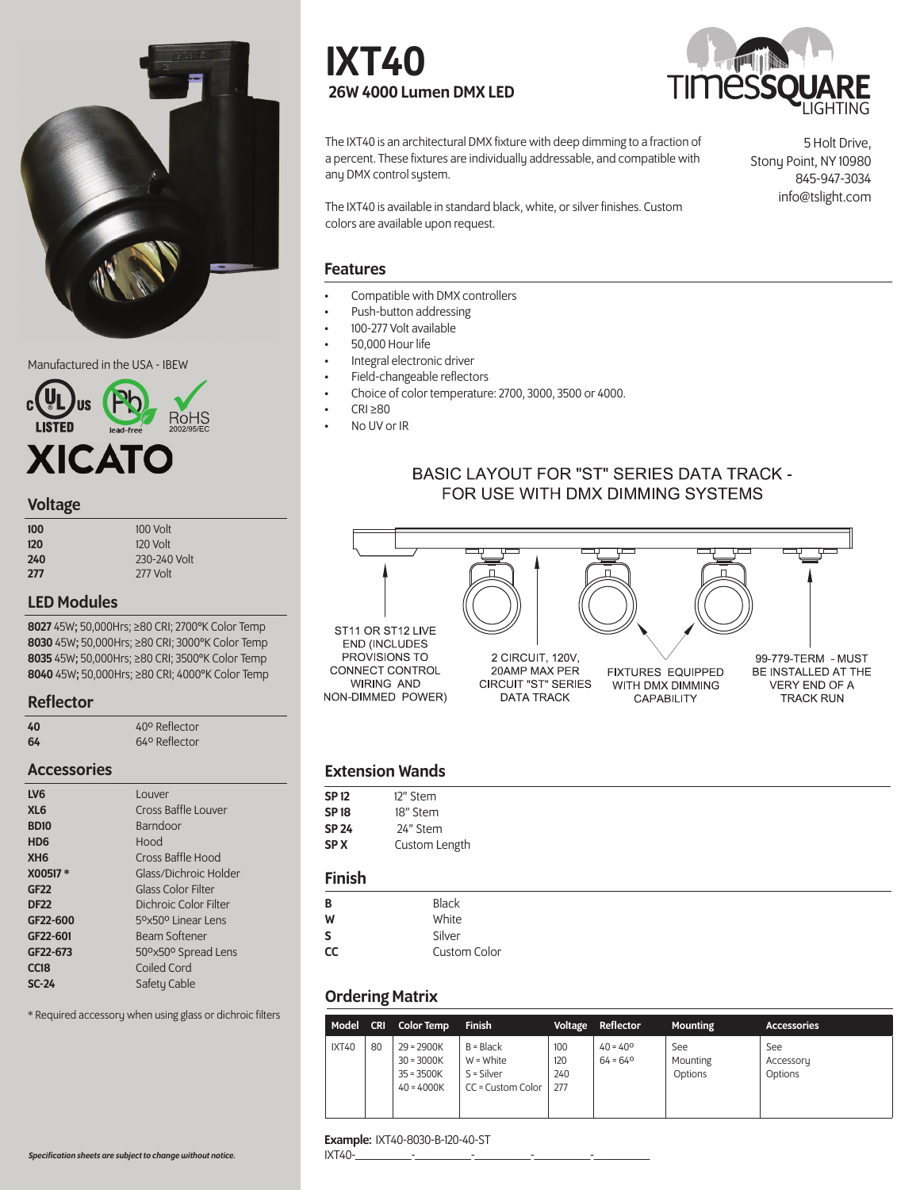# IXT40

## 26W 4000 Lumen DMX LED

TIMESSQUARE LIGHTING

5 Holt Drive,
Stony Point, NY 10980
845-947-3034
info@tslight.com

The IXT40 is an architectural DMX fixture with deep dimming to a fraction of a percent. These fixtures are individually addressable, and compatible with any DMX control system.

The IXT40 is available in standard black, white, or silver finishes. Custom colors are available upon request.

## Features

- Compatible with DMX controllers
- Push-button addressing
- 100-277 Volt available
- 50,000 Hour life
- Integral electronic driver
- Field-changeable reflectors
- Choice of color temperature: 2700, 3000, 3500 or 4000.
- CRI ≥80
- No UV or IR

BASIC LAYOUT FOR "ST" SERIES DATA TRACK - FOR USE WITH DMX DIMMING SYSTEMS

ST11 OR ST12 LIVE END (INCLUDES PROVISIONS TO CONNECT CONTROL WIRING AND NON-DIMMED POWER)

2 CIRCUIT, 120V, 20AMP MAX PER CIRCUIT "ST" SERIES DATA TRACK

FIXTURES EQUIPPED WITH DMX DIMMING CAPABILITY

99-779-TERM - MUST BE INSTALLED AT THE VERY END OF A TRACK RUN

Manufactured in the USA - IBEW

c UL us LISTED · Pb lead-free · RoHS 2002/95/EC

XICATO

## Voltage

| | |
|---|---|
| **100** | 100 Volt |
| **120** | 120 Volt |
| **240** | 230-240 Volt |
| **277** | 277 Volt |

## LED Modules

**8027** 45W; 50,000Hrs; ≥80 CRI; 2700°K Color Temp
**8030** 45W; 50,000Hrs; ≥80 CRI; 3000°K Color Temp
**8035** 45W; 50,000Hrs; ≥80 CRI; 3500°K Color Temp
**8040** 45W; 50,000Hrs; ≥80 CRI; 4000°K Color Temp

## Reflector

| | |
|---|---|
| **40** | 40º Reflector |
| **64** | 64º Reflector |

## Accessories

| | |
|---|---|
| **LV6** | Louver |
| **XL6** | Cross Baffle Louver |
| **BD10** | Barndoor |
| **HD6** | Hood |
| **XH6** | Cross Baffle Hood |
| **X00517 *** | Glass/Dichroic Holder |
| **GF22** | Glass Color Filter |
| **DF22** | Dichroic Color Filter |
| **GF22-600** | 5ºx50º Linear Lens |
| **GF22-601** | Beam Softener |
| **GF22-673** | 50ºx50º Spread Lens |
| **CC18** | Coiled Cord |
| **SC-24** | Safety Cable |

* Required accessory when using glass or dichroic filters

## Extension Wands

| | |
|---|---|
| **SP 12** | 12" Stem |
| **SP 18** | 18" Stem |
| **SP 24** | 24" Stem |
| **SP X** | Custom Length |

## Finish

| | |
|---|---|
| **B** | Black |
| **W** | White |
| **S** | Silver |
| **CC** | Custom Color |

## Ordering Matrix

| Model | CRI | Color Temp | Finish | Voltage | Reflector | Mounting | Accessories |
|---|---|---|---|---|---|---|---|
| IXT40 | 80 | 29 = 2900K<br>30 = 3000K<br>35 = 3500K<br>40 = 4000K | B = Black<br>W = White<br>S = Silver<br>CC = Custom Color | 100<br>120<br>240<br>277 | 40 = 40º<br>64 = 64º | See Mounting Options | See Accessory Options |

**Example:** IXT40-8030-B-120-40-ST

IXT40-\_\_\_\_\_\_\_\_\_\_-\_\_\_\_\_\_\_\_\_\_-\_\_\_\_\_\_\_\_\_\_-\_\_\_\_\_\_\_\_\_\_-\_\_\_\_\_\_\_\_\_\_

*Specification sheets are subject to change without notice.*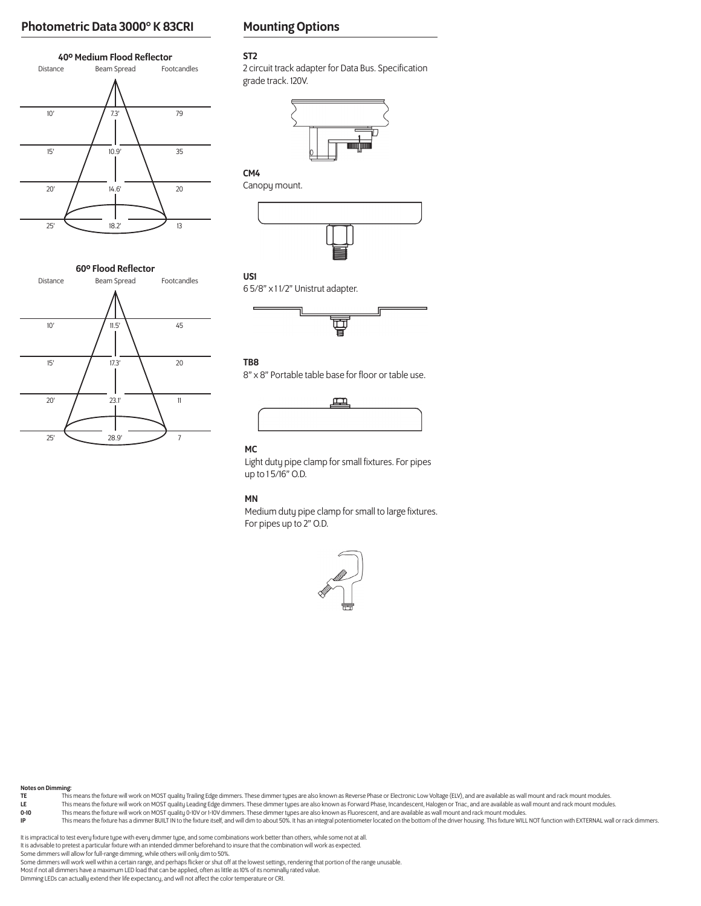## Photometric Data 3000° K 83CRI

### 40º Medium Flood Reflector

Distance
Beam Spread
Footcandles

10'
7.3'
79

15'
10.9'
35

20'
14.6'
20

25'
18.2'
13

### 60º Flood Reflector

Distance
Beam Spread
Footcandles

10'
11.5'
45

15'
17.3'
20

20'
23.1'
11

25'
28.9'
7

## Mounting Options

**ST2**

2 circuit track adapter for Data Bus. Specification grade track. 120V.

**CM4**

Canopy mount.

**US1**

6 5/8" x 1 1/2" Unistrut adapter.

**TB8**

8" x 8" Portable table base for floor or table use.

**MC**

Light duty pipe clamp for small fixtures. For pipes up to 1 5/16" O.D.

**MN**

Medium duty pipe clamp for small to large fixtures. For pipes up to 2" O.D.

**Notes on Dimming:**

**TE** This means the fixture will work on MOST quality Trailing Edge dimmers. These dimmer types are also known as Reverse Phase or Electronic Low Voltage (ELV), and are available as wall mount and rack mount modules.

**LE** This means the fixture will work on MOST quality Leading Edge dimmers. These dimmer types are also known as Forward Phase, Incandescent, Halogen or Triac, and are available as wall mount and rack mount modules.

**0-10** This means the fixture will work on MOST quality 0-10V or 1-10V dimmers. These dimmer types are also known as Fluorescent, and are available as wall mount and rack mount modules.

**IP** This means the fixture has a dimmer BUILT IN to the fixture itself, and will dim to about 50%. It has an integral potentiometer located on the bottom of the driver housing. This fixture WILL NOT function with EXTERNAL wall or rack dimmers.

It is impractical to test every fixture type with every dimmer type, and some combinations work better than others, while some not at all.
It is advisable to pretest a particular fixture with an intended dimmer beforehand to insure that the combination will work as expected.
Some dimmers will allow for full-range dimming, while others will only dim to 50%.
Some dimmers will work well within a certain range, and perhaps flicker or shut off at the lowest settings, rendering that portion of the range unusable.
Most if not all dimmers have a maximum LED load that can be applied, often as little as 10% of its nominally rated value.
Dimming LEDs can actually extend their life expectancy, and will not affect the color temperature or CRI.